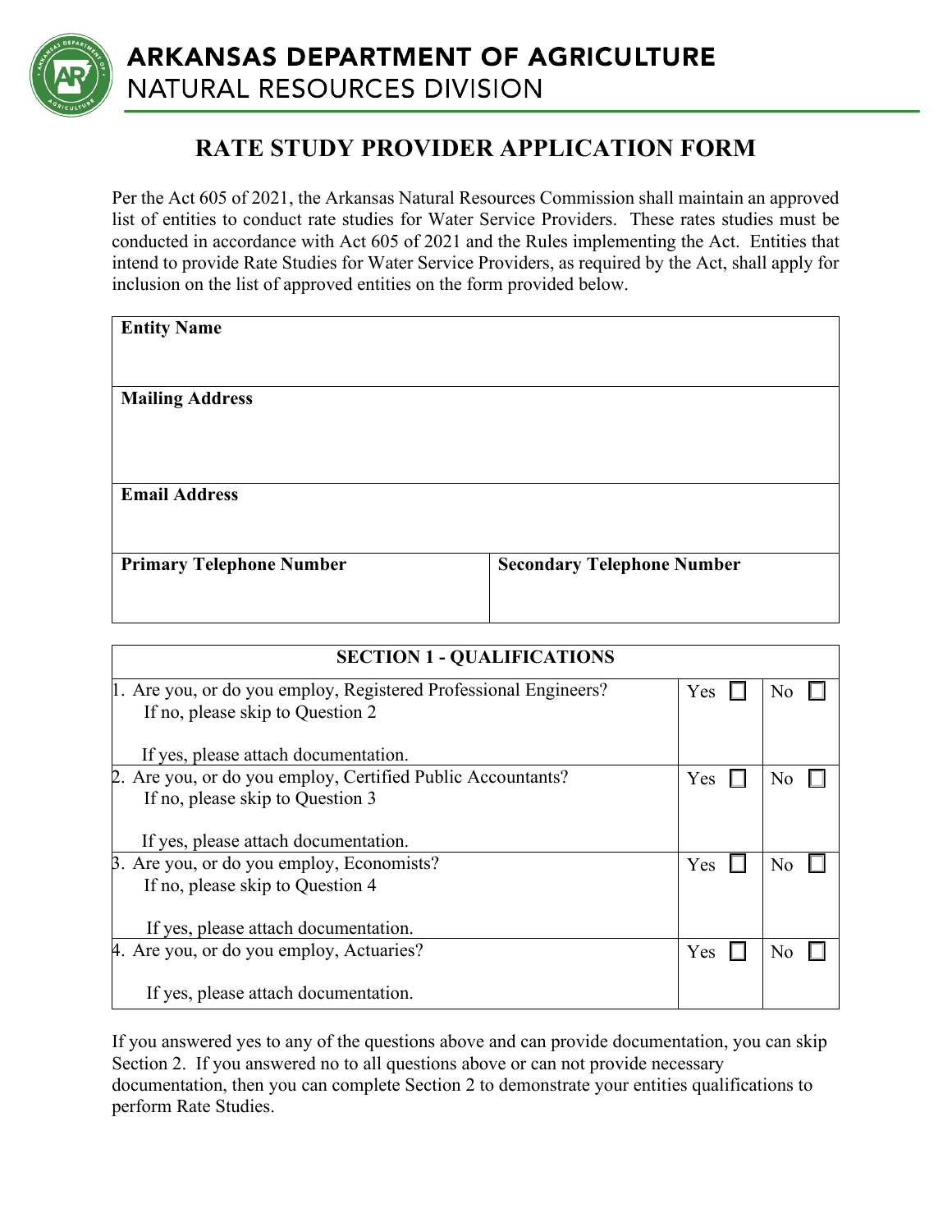# ARKANSAS DEPARTMENT OF AGRICULTURE
## NATURAL RESOURCES DIVISION

# RATE STUDY PROVIDER APPLICATION FORM

Per the Act 605 of 2021, the Arkansas Natural Resources Commission shall maintain an approved list of entities to conduct rate studies for Water Service Providers. These rates studies must be conducted in accordance with Act 605 of 2021 and the Rules implementing the Act. Entities that intend to provide Rate Studies for Water Service Providers, as required by the Act, shall apply for inclusion on the list of approved entities on the form provided below.

| **Entity Name** | |
|---|---|
| **Mailing Address** | |
| **Email Address** | |
| **Primary Telephone Number** | **Secondary Telephone Number** |

| SECTION 1 - QUALIFICATIONS | | |
|---|---|---|
| 1. Are you, or do you employ, Registered Professional Engineers? If no, please skip to Question 2<br><br>If yes, please attach documentation. | Yes ☐ | No ☐ |
| 2. Are you, or do you employ, Certified Public Accountants? If no, please skip to Question 3<br><br>If yes, please attach documentation. | Yes ☐ | No ☐ |
| 3. Are you, or do you employ, Economists? If no, please skip to Question 4<br><br>If yes, please attach documentation. | Yes ☐ | No ☐ |
| 4. Are you, or do you employ, Actuaries?<br><br>If yes, please attach documentation. | Yes ☐ | No ☐ |

If you answered yes to any of the questions above and can provide documentation, you can skip Section 2. If you answered no to all questions above or can not provide necessary documentation, then you can complete Section 2 to demonstrate your entities qualifications to perform Rate Studies.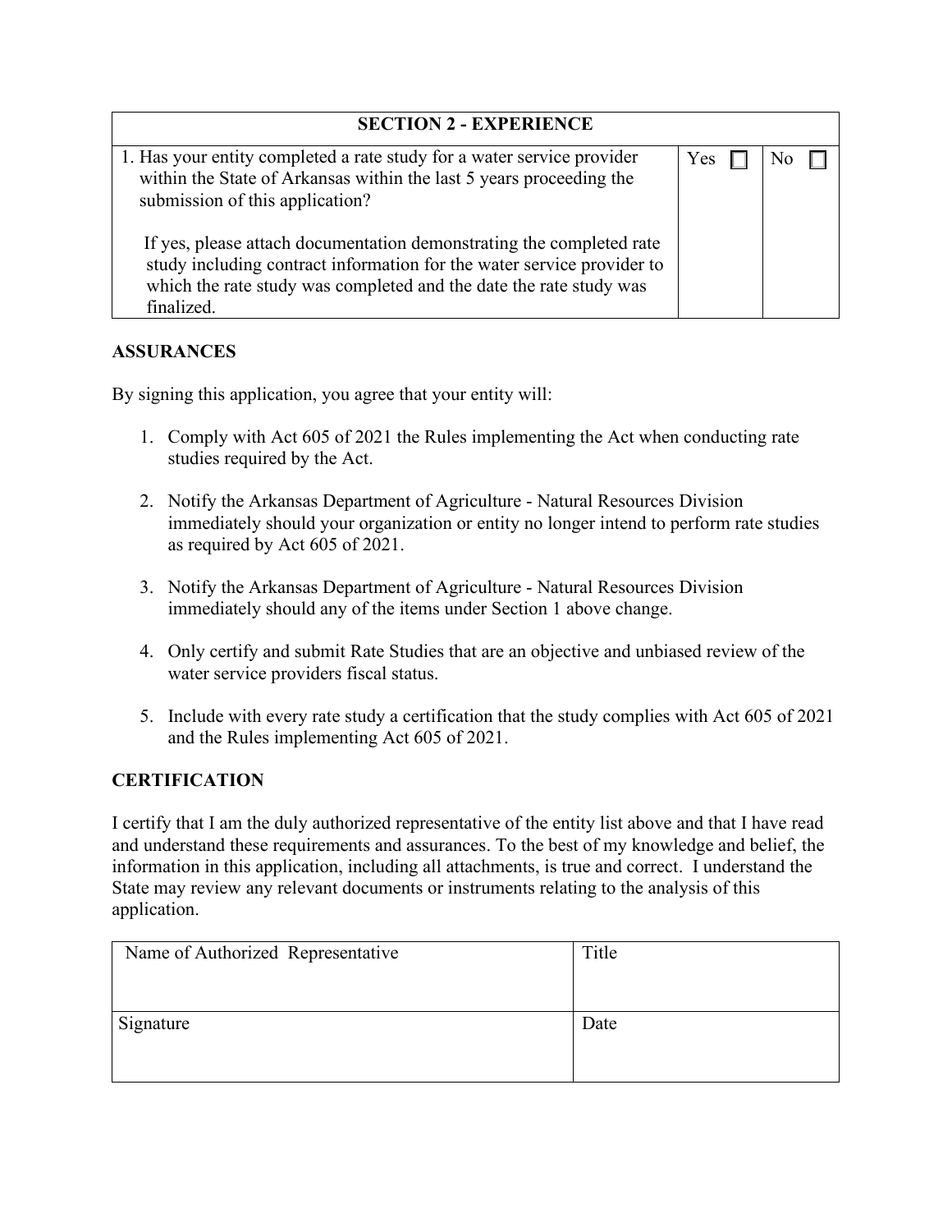| SECTION 2 - EXPERIENCE | | |
|---|---|---|
| 1. Has your entity completed a rate study for a water service provider within the State of Arkansas within the last 5 years proceeding the submission of this application?<br><br>If yes, please attach documentation demonstrating the completed rate study including contract information for the water service provider to which the rate study was completed and the date the rate study was finalized. | Yes ☐ | No ☐ |

**ASSURANCES**

By signing this application, you agree that your entity will:

1. Comply with Act 605 of 2021 the Rules implementing the Act when conducting rate studies required by the Act.
2. Notify the Arkansas Department of Agriculture - Natural Resources Division immediately should your organization or entity no longer intend to perform rate studies as required by Act 605 of 2021.
3. Notify the Arkansas Department of Agriculture - Natural Resources Division immediately should any of the items under Section 1 above change.
4. Only certify and submit Rate Studies that are an objective and unbiased review of the water service providers fiscal status.
5. Include with every rate study a certification that the study complies with Act 605 of 2021 and the Rules implementing Act 605 of 2021.

**CERTIFICATION**

I certify that I am the duly authorized representative of the entity list above and that I have read and understand these requirements and assurances. To the best of my knowledge and belief, the information in this application, including all attachments, is true and correct. I understand the State may review any relevant documents or instruments relating to the analysis of this application.

| Name of Authorized Representative | Title |
|---|---|
| Signature | Date |